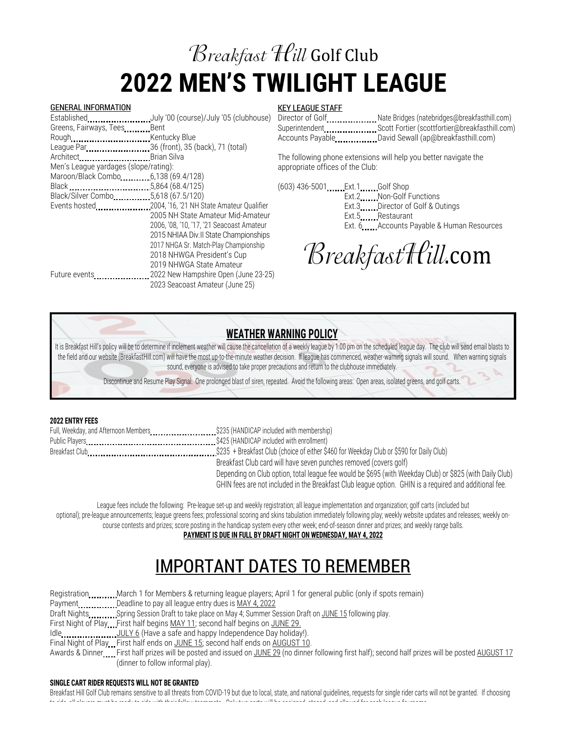# Breakfast Hill Golf Club

# 2022 MEN'S TWILIGHT LEAGUE

## GENERAL INFORMATION

| | |
|---|---|
| Established | July '00 (course)/July '05 (clubhouse) |
| Greens, Fairways, Tees | Bent |
| Rough | Kentucky Blue |
| League Par | 36 (front), 35 (back), 71 (total) |
| Architect | Brian Silva |
| Men's League yardages (slope/rating): | |
| Maroon/Black Combo | 6,138 (69.4/128) |
| Black | 5,864 (68.4/125) |
| Black/Silver Combo | 5,618 (67.5/120) |
| Events hosted | 2004, '16, '21 NH State Amateur Qualifier<br>2005 NH State Amateur Mid-Amateur<br>2006, '08, '10, '17, '21 Seacoast Amateur<br>2015 NHIAA Div.II State Championships<br>2017 NHGA Sr. Match-Play Championship<br>2018 NHWGA President's Cup<br>2019 NHWGA State Amateur |
| Future events | 2022 New Hampshire Open (June 23-25)<br>2023 Seacoast Amateur (June 25) |

## KEY LEAGUE STAFF

| | |
|---|---|
| Director of Golf | Nate Bridges (natebridges@breakfasthill.com) |
| Superintendent | Scott Fortier (scottfortier@breakfasthill.com) |
| Accounts Payable | David Sewall (ap@breakfasthill.com) |

The following phone extensions will help you better navigate the appropriate offices of the Club:

(603) 436-5001

| | |
|---|---|
| Ext.1 | Golf Shop |
| Ext.2 | Non-Golf Functions |
| Ext.3 | Director of Golf & Outings |
| Ext.5 | Restaurant |
| Ext. 6 | Accounts Payable & Human Resources |

BreakfastHill.com

## WEATHER WARNING POLICY

It is Breakfast Hill's policy will be to determine if inclement weather will cause the cancellation of a weekly league by 1:00 pm on the scheduled league day. The club will send email blasts to the field and our website (BreakfastHill.com) will have the most up-to-the-minute weather decision. If league has commenced, weather-warning signals will sound. When warning signals sound, everyone is advised to take proper precautions and return to the clubhouse immediately.

Discontinue and Resume Play Signal: One prolonged blast of siren, repeated. Avoid the following areas: Open areas, isolated greens, and golf carts.

### 2022 ENTRY FEES

| | |
|---|---|
| Full, Weekday, and Afternoon Members | $235 (HANDICAP included with membership) |
| Public Players | $425 (HANDICAP included with enrollment) |
| Breakfast Club | $235 + Breakfast Club (choice of either $460 for Weekday Club or $590 for Daily Club)<br>Breakfast Club card will have seven punches removed (covers golf)<br>Depending on Club option, total league fee would be $695 (with Weekday Club) or $825 (with Daily Club)<br>GHIN fees are not included in the Breakfast Club league option. GHIN is a required and additional fee. |

League fees include the following: Pre-league set-up and weekly registration; all league implementation and organization; golf carts (included but optional); pre-league announcements; league greens fees; professional scoring and skins tabulation immediately following play; weekly website updates and releases; weekly on-course contests and prizes; score posting in the handicap system every other week; end-of-season dinner and prizes; and weekly range balls.

**PAYMENT IS DUE IN FULL BY DRAFT NIGHT ON WEDNESDAY, MAY 4, 2022**

# IMPORTANT DATES TO REMEMBER

| | |
|---|---|
| Registration | March 1 for Members & returning league players; April 1 for general public (only if spots remain) |
| Payment | Deadline to pay all league entry dues is MAY 4, 2022 |
| Draft Nights | Spring Session Draft to take place on May 4; Summer Session Draft on JUNE 15 following play. |
| First Night of Play | First half begins MAY 11; second half begins on JUNE 29. |
| Idle | JULY 6 (Have a safe and happy Independence Day holiday!). |
| Final Night of Play | First half ends on JUNE 15; second half ends on AUGUST 10. |
| Awards & Dinner | First half prizes will be posted and issued on JUNE 29 (no dinner following first half); second half prizes will be posted AUGUST 17 (dinner to follow informal play). |

### SINGLE CART RIDER REQUESTS WILL NOT BE GRANTED

Breakfast Hill Golf Club remains sensitive to all threats from COVID-19 but due to local, state, and national guidelines, requests for single rider carts will not be granted. If choosing to ride, all players must be ready to ride with their fellow teammate. Only two carts will be assigned, staged, and allowed for each league foursome.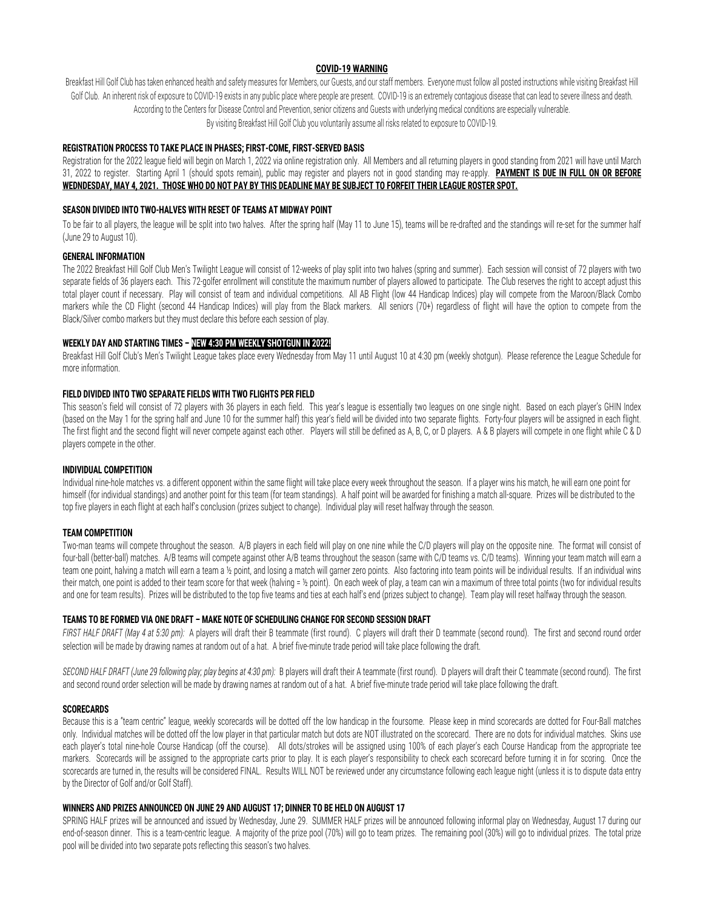## COVID-19 WARNING

Breakfast Hill Golf Club has taken enhanced health and safety measures for Members, our Guests, and our staff members. Everyone must follow all posted instructions while visiting Breakfast Hill Golf Club. An inherent risk of exposure to COVID-19 exists in any public place where people are present. COVID-19 is an extremely contagious disease that can lead to severe illness and death. According to the Centers for Disease Control and Prevention, senior citizens and Guests with underlying medical conditions are especially vulnerable. By visiting Breakfast Hill Golf Club you voluntarily assume all risks related to exposure to COVID-19.

### REGISTRATION PROCESS TO TAKE PLACE IN PHASES; FIRST-COME, FIRST-SERVED BASIS

Registration for the 2022 league field will begin on March 1, 2022 via online registration only. All Members and all returning players in good standing from 2021 will have until March 31, 2022 to register. Starting April 1 (should spots remain), public may register and players not in good standing may re-apply. **PAYMENT IS DUE IN FULL ON OR BEFORE WEDNDESDAY, MAY 4, 2021. THOSE WHO DO NOT PAY BY THIS DEADLINE MAY BE SUBJECT TO FORFEIT THEIR LEAGUE ROSTER SPOT.**

### SEASON DIVIDED INTO TWO-HALVES WITH RESET OF TEAMS AT MIDWAY POINT

To be fair to all players, the league will be split into two halves. After the spring half (May 11 to June 15), teams will be re-drafted and the standings will re-set for the summer half (June 29 to August 10).

### GENERAL INFORMATION

The 2022 Breakfast Hill Golf Club Men's Twilight League will consist of 12-weeks of play split into two halves (spring and summer). Each session will consist of 72 players with two separate fields of 36 players each. This 72-golfer enrollment will constitute the maximum number of players allowed to participate. The Club reserves the right to accept adjust this total player count if necessary. Play will consist of team and individual competitions. All AB Flight (low 44 Handicap Indices) play will compete from the Maroon/Black Combo markers while the CD Flight (second 44 Handicap Indices) will play from the Black markers. All seniors (70+) regardless of flight will have the option to compete from the Black/Silver combo markers but they must declare this before each session of play.

### WEEKLY DAY AND STARTING TIMES – NEW 4:30 PM WEEKLY SHOTGUN IN 2022!

Breakfast Hill Golf Club's Men's Twilight League takes place every Wednesday from May 11 until August 10 at 4:30 pm (weekly shotgun). Please reference the League Schedule for more information.

### FIELD DIVIDED INTO TWO SEPARATE FIELDS WITH TWO FLIGHTS PER FIELD

This season's field will consist of 72 players with 36 players in each field. This year's league is essentially two leagues on one single night. Based on each player's GHIN Index (based on the May 1 for the spring half and June 10 for the summer half) this year's field will be divided into two separate flights. Forty-four players will be assigned in each flight. The first flight and the second flight will never compete against each other. Players will still be defined as A, B, C, or D players. A & B players will compete in one flight while C & D players compete in the other.

### INDIVIDUAL COMPETITION

Individual nine-hole matches vs. a different opponent within the same flight will take place every week throughout the season. If a player wins his match, he will earn one point for himself (for individual standings) and another point for this team (for team standings). A half point will be awarded for finishing a match all-square. Prizes will be distributed to the top five players in each flight at each half's conclusion (prizes subject to change). Individual play will reset halfway through the season.

### TEAM COMPETITION

Two-man teams will compete throughout the season. A/B players in each field will play on one nine while the C/D players will play on the opposite nine. The format will consist of four-ball (better-ball) matches. A/B teams will compete against other A/B teams throughout the season (same with C/D teams vs. C/D teams). Winning your team match will earn a team one point, halving a match will earn a team a ½ point, and losing a match will garner zero points. Also factoring into team points will be individual results. If an individual wins their match, one point is added to their team score for that week (halving = ½ point). On each week of play, a team can win a maximum of three total points (two for individual results and one for team results). Prizes will be distributed to the top five teams and ties at each half's end (prizes subject to change). Team play will reset halfway through the season.

### TEAMS TO BE FORMED VIA ONE DRAFT – MAKE NOTE OF SCHEDULING CHANGE FOR SECOND SESSION DRAFT

*FIRST HALF DRAFT (May 4 at 5:30 pm):* A players will draft their B teammate (first round). C players will draft their D teammate (second round). The first and second round order selection will be made by drawing names at random out of a hat. A brief five-minute trade period will take place following the draft.

*SECOND HALF DRAFT (June 29 following play; play begins at 4:30 pm):* B players will draft their A teammate (first round). D players will draft their C teammate (second round). The first and second round order selection will be made by drawing names at random out of a hat. A brief five-minute trade period will take place following the draft.

### SCORECARDS

Because this is a "team centric" league, weekly scorecards will be dotted off the low handicap in the foursome. Please keep in mind scorecards are dotted for Four-Ball matches only. Individual matches will be dotted off the low player in that particular match but dots are NOT illustrated on the scorecard. There are no dots for individual matches. Skins use each player's total nine-hole Course Handicap (off the course). All dots/strokes will be assigned using 100% of each player's each Course Handicap from the appropriate tee markers. Scorecards will be assigned to the appropriate carts prior to play. It is each player's responsibility to check each scorecard before turning it in for scoring. Once the scorecards are turned in, the results will be considered FINAL. Results WILL NOT be reviewed under any circumstance following each league night (unless it is to dispute data entry by the Director of Golf and/or Golf Staff).

### WINNERS AND PRIZES ANNOUNCED ON JUNE 29 AND AUGUST 17; DINNER TO BE HELD ON AUGUST 17

SPRING HALF prizes will be announced and issued by Wednesday, June 29. SUMMER HALF prizes will be announced following informal play on Wednesday, August 17 during our end-of-season dinner. This is a team-centric league. A majority of the prize pool (70%) will go to team prizes. The remaining pool (30%) will go to individual prizes. The total prize pool will be divided into two separate pots reflecting this season's two halves.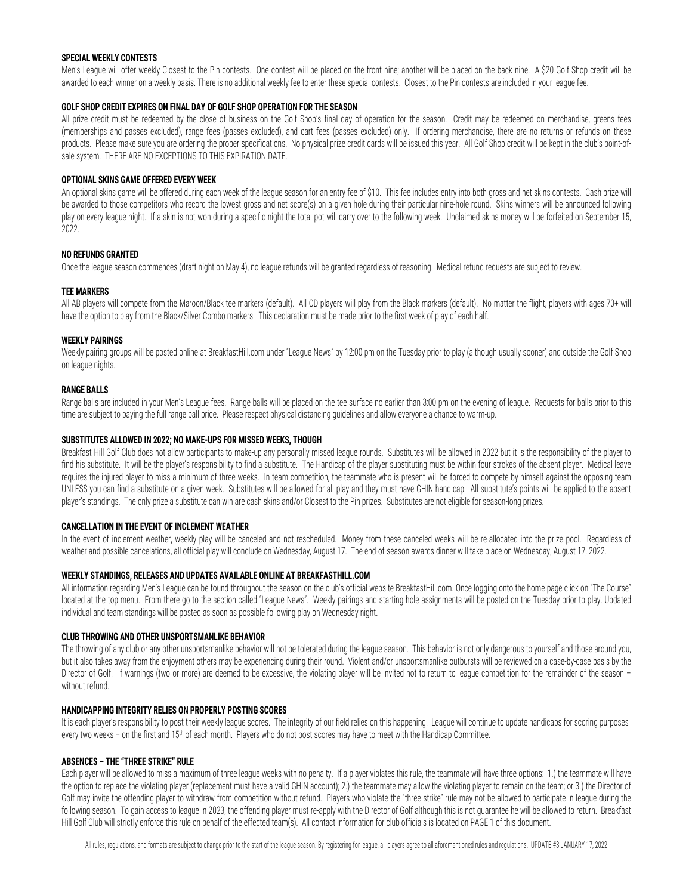#### SPECIAL WEEKLY CONTESTS

Men's League will offer weekly Closest to the Pin contests. One contest will be placed on the front nine; another will be placed on the back nine. A $20 Golf Shop credit will be awarded to each winner on a weekly basis. There is no additional weekly fee to enter these special contests. Closest to the Pin contests are included in your league fee.

#### GOLF SHOP CREDIT EXPIRES ON FINAL DAY OF GOLF SHOP OPERATION FOR THE SEASON

All prize credit must be redeemed by the close of business on the Golf Shop's final day of operation for the season. Credit may be redeemed on merchandise, greens fees (memberships and passes excluded), range fees (passes excluded), and cart fees (passes excluded) only. If ordering merchandise, there are no returns or refunds on these products. Please make sure you are ordering the proper specifications. No physical prize credit cards will be issued this year. All Golf Shop credit will be kept in the club's point-of-sale system. THERE ARE NO EXCEPTIONS TO THIS EXPIRATION DATE.

#### OPTIONAL SKINS GAME OFFERED EVERY WEEK

An optional skins game will be offered during each week of the league season for an entry fee of $10. This fee includes entry into both gross and net skins contests. Cash prize will be awarded to those competitors who record the lowest gross and net score(s) on a given hole during their particular nine-hole round. Skins winners will be announced following play on every league night. If a skin is not won during a specific night the total pot will carry over to the following week. Unclaimed skins money will be forfeited on September 15, 2022.

#### NO REFUNDS GRANTED

Once the league season commences (draft night on May 4), no league refunds will be granted regardless of reasoning. Medical refund requests are subject to review.

#### TEE MARKERS

All AB players will compete from the Maroon/Black tee markers (default). All CD players will play from the Black markers (default). No matter the flight, players with ages 70+ will have the option to play from the Black/Silver Combo markers. This declaration must be made prior to the first week of play of each half.

#### WEEKLY PAIRINGS

Weekly pairing groups will be posted online at BreakfastHill.com under "League News" by 12:00 pm on the Tuesday prior to play (although usually sooner) and outside the Golf Shop on league nights.

#### RANGE BALLS

Range balls are included in your Men's League fees. Range balls will be placed on the tee surface no earlier than 3:00 pm on the evening of league. Requests for balls prior to this time are subject to paying the full range ball price. Please respect physical distancing guidelines and allow everyone a chance to warm-up.

#### SUBSTITUTES ALLOWED IN 2022; NO MAKE-UPS FOR MISSED WEEKS, THOUGH

Breakfast Hill Golf Club does not allow participants to make-up any personally missed league rounds. Substitutes will be allowed in 2022 but it is the responsibility of the player to find his substitute. It will be the player's responsibility to find a substitute. The Handicap of the player substituting must be within four strokes of the absent player. Medical leave requires the injured player to miss a minimum of three weeks. In team competition, the teammate who is present will be forced to compete by himself against the opposing team UNLESS you can find a substitute on a given week. Substitutes will be allowed for all play and they must have GHIN handicap. All substitute's points will be applied to the absent player's standings. The only prize a substitute can win are cash skins and/or Closest to the Pin prizes. Substitutes are not eligible for season-long prizes.

#### CANCELLATION IN THE EVENT OF INCLEMENT WEATHER

In the event of inclement weather, weekly play will be canceled and not rescheduled. Money from these canceled weeks will be re-allocated into the prize pool. Regardless of weather and possible cancelations, all official play will conclude on Wednesday, August 17. The end-of-season awards dinner will take place on Wednesday, August 17, 2022.

#### WEEKLY STANDINGS, RELEASES AND UPDATES AVAILABLE ONLINE AT BREAKFASTHILL.COM

All information regarding Men's League can be found throughout the season on the club's official website BreakfastHill.com. Once logging onto the home page click on "The Course" located at the top menu. From there go to the section called "League News". Weekly pairings and starting hole assignments will be posted on the Tuesday prior to play. Updated individual and team standings will be posted as soon as possible following play on Wednesday night.

#### CLUB THROWING AND OTHER UNSPORTSMANLIKE BEHAVIOR

The throwing of any club or any other unsportsmanlike behavior will not be tolerated during the league season. This behavior is not only dangerous to yourself and those around you, but it also takes away from the enjoyment others may be experiencing during their round. Violent and/or unsportsmanlike outbursts will be reviewed on a case-by-case basis by the Director of Golf. If warnings (two or more) are deemed to be excessive, the violating player will be invited not to return to league competition for the remainder of the season – without refund.

#### HANDICAPPING INTEGRITY RELIES ON PROPERLY POSTING SCORES

It is each player's responsibility to post their weekly league scores. The integrity of our field relies on this happening. League will continue to update handicaps for scoring purposes every two weeks – on the first and 15th of each month. Players who do not post scores may have to meet with the Handicap Committee.

#### ABSENCES – THE "THREE STRIKE" RULE

Each player will be allowed to miss a maximum of three league weeks with no penalty. If a player violates this rule, the teammate will have three options: 1.) the teammate will have the option to replace the violating player (replacement must have a valid GHIN account); 2.) the teammate may allow the violating player to remain on the team; or 3.) the Director of Golf may invite the offending player to withdraw from competition without refund. Players who violate the "three strike" rule may not be allowed to participate in league during the following season. To gain access to league in 2023, the offending player must re-apply with the Director of Golf although this is not guarantee he will be allowed to return. Breakfast Hill Golf Club will strictly enforce this rule on behalf of the effected team(s). All contact information for club officials is located on PAGE 1 of this document.

All rules, regulations, and formats are subject to change prior to the start of the league season. By registering for league, all players agree to all aforementioned rules and regulations. UPDATE #3 JANUARY 17, 2022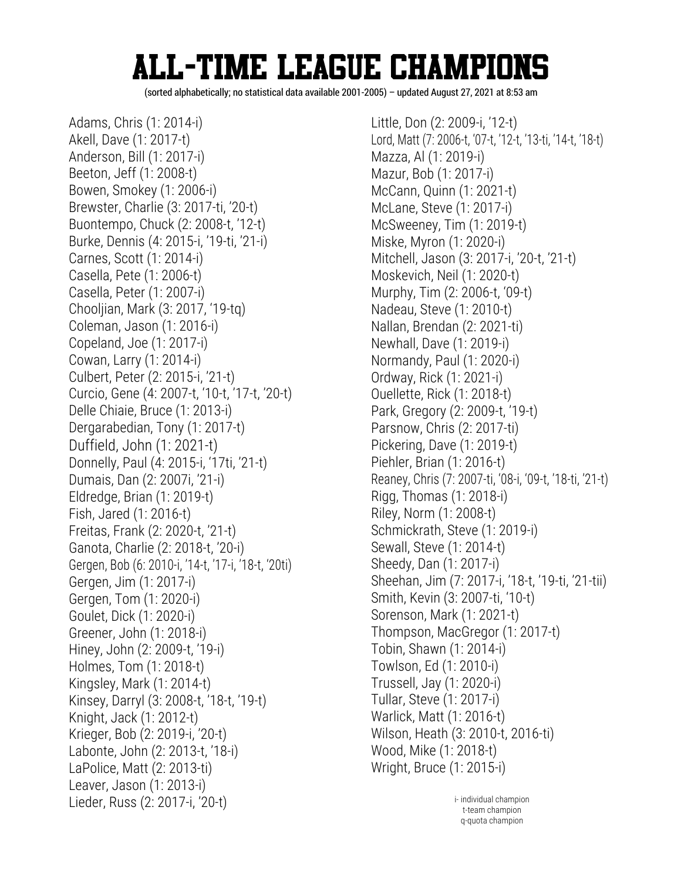# ALL-TIME LEAGUE CHAMPIONS

(sorted alphabetically; no statistical data available 2001-2005) – updated August 27, 2021 at 8:53 am

Adams, Chris (1: 2014-i)
Akell, Dave (1: 2017-t)
Anderson, Bill (1: 2017-i)
Beeton, Jeff (1: 2008-t)
Bowen, Smokey (1: 2006-i)
Brewster, Charlie (3: 2017-ti, '20-t)
Buontempo, Chuck (2: 2008-t, '12-t)
Burke, Dennis (4: 2015-i, '19-ti, '21-i)
Carnes, Scott (1: 2014-i)
Casella, Pete (1: 2006-t)
Casella, Peter (1: 2007-i)
Chooljian, Mark (3: 2017, '19-tq)
Coleman, Jason (1: 2016-i)
Copeland, Joe (1: 2017-i)
Cowan, Larry (1: 2014-i)
Culbert, Peter (2: 2015-i, '21-t)
Curcio, Gene (4: 2007-t, '10-t, '17-t, '20-t)
Delle Chiaie, Bruce (1: 2013-i)
Dergarabedian, Tony (1: 2017-t)
Duffield, John (1: 2021-t)
Donnelly, Paul (4: 2015-i, '17ti, '21-t)
Dumais, Dan (2: 2007i, '21-i)
Eldredge, Brian (1: 2019-t)
Fish, Jared (1: 2016-t)
Freitas, Frank (2: 2020-t, '21-t)
Ganota, Charlie (2: 2018-t, '20-i)
Gergen, Bob (6: 2010-i, '14-t, '17-i, '18-t, '20ti)
Gergen, Jim (1: 2017-i)
Gergen, Tom (1: 2020-i)
Goulet, Dick (1: 2020-i)
Greener, John (1: 2018-i)
Hiney, John (2: 2009-t, '19-i)
Holmes, Tom (1: 2018-t)
Kingsley, Mark (1: 2014-t)
Kinsey, Darryl (3: 2008-t, '18-t, '19-t)
Knight, Jack (1: 2012-t)
Krieger, Bob (2: 2019-i, '20-t)
Labonte, John (2: 2013-t, '18-i)
LaPolice, Matt (2: 2013-ti)
Leaver, Jason (1: 2013-i)
Lieder, Russ (2: 2017-i, '20-t)
Little, Don (2: 2009-i, '12-t)
Lord, Matt (7: 2006-t, '07-t, '12-t, '13-ti, '14-t, '18-t)
Mazza, Al (1: 2019-i)
Mazur, Bob (1: 2017-i)
McCann, Quinn (1: 2021-t)
McLane, Steve (1: 2017-i)
McSweeney, Tim (1: 2019-t)
Miske, Myron (1: 2020-i)
Mitchell, Jason (3: 2017-i, '20-t, '21-t)
Moskevich, Neil (1: 2020-t)
Murphy, Tim (2: 2006-t, '09-t)
Nadeau, Steve (1: 2010-t)
Nallan, Brendan (2: 2021-ti)
Newhall, Dave (1: 2019-i)
Normandy, Paul (1: 2020-i)
Ordway, Rick (1: 2021-i)
Ouellette, Rick (1: 2018-t)
Park, Gregory (2: 2009-t, '19-t)
Parsnow, Chris (2: 2017-ti)
Pickering, Dave (1: 2019-t)
Piehler, Brian (1: 2016-t)
Reaney, Chris (7: 2007-ti, '08-i, '09-t, '18-ti, '21-t)
Rigg, Thomas (1: 2018-i)
Riley, Norm (1: 2008-t)
Schmickrath, Steve (1: 2019-i)
Sewall, Steve (1: 2014-t)
Sheedy, Dan (1: 2017-i)
Sheehan, Jim (7: 2017-i, '18-t, '19-ti, '21-tii)
Smith, Kevin (3: 2007-ti, '10-t)
Sorenson, Mark (1: 2021-t)
Thompson, MacGregor (1: 2017-t)
Tobin, Shawn (1: 2014-i)
Towlson, Ed (1: 2010-i)
Trussell, Jay (1: 2020-i)
Tullar, Steve (1: 2017-i)
Warlick, Matt (1: 2016-t)
Wilson, Heath (3: 2010-t, 2016-ti)
Wood, Mike (1: 2018-t)
Wright, Bruce (1: 2015-i)

i- individual champion
t-team champion
q-quota champion